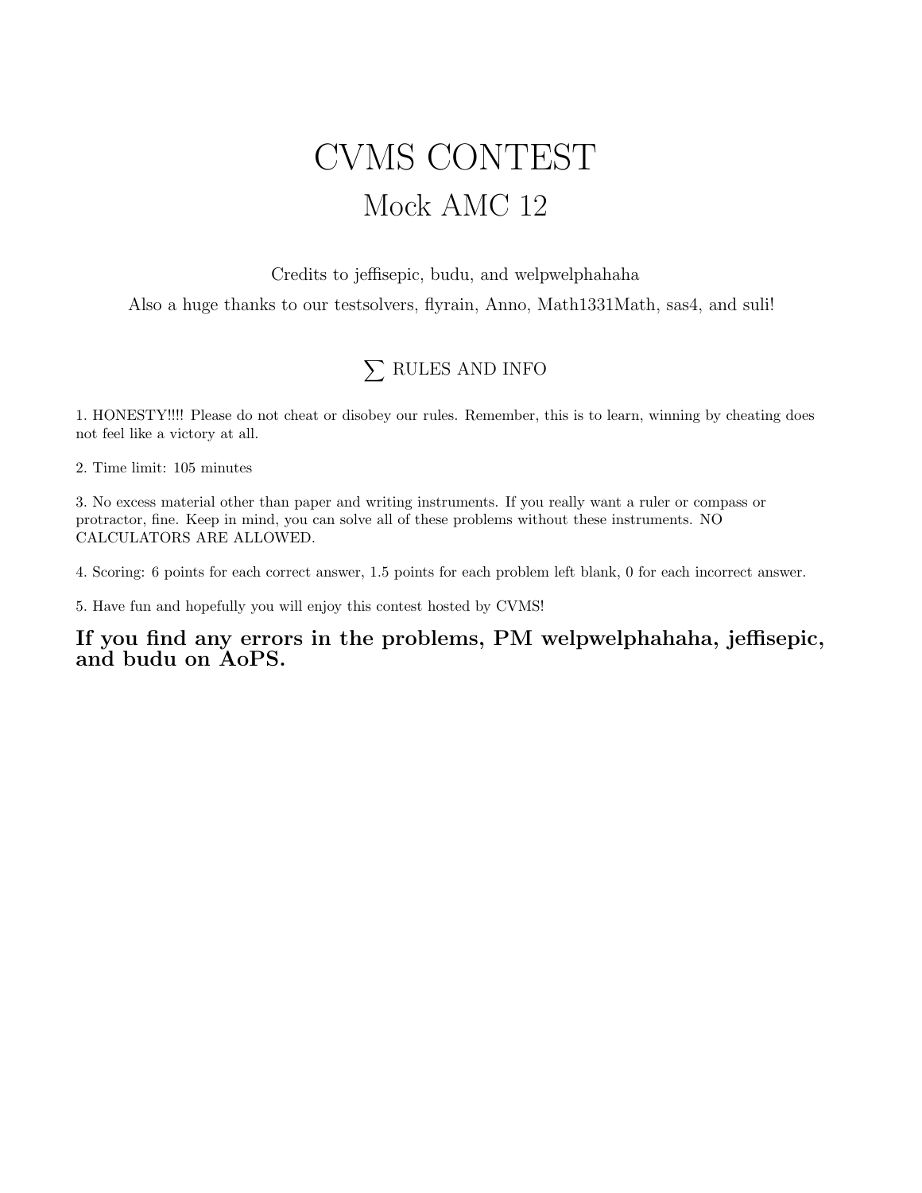# CVMS CONTEST

## Mock AMC 12

Credits to jeffisepic, budu, and welpwelphahaha

Also a huge thanks to our testsolvers, flyrain, Anno, Math1331Math, sas4, and suli!

### $\sum$ RULES AND INFO

1. HONESTY!!!! Please do not cheat or disobey our rules. Remember, this is to learn, winning by cheating does not feel like a victory at all.

2. Time limit: 105 minutes

3. No excess material other than paper and writing instruments. If you really want a ruler or compass or protractor, fine. Keep in mind, you can solve all of these problems without these instruments. NO CALCULATORS ARE ALLOWED.

4. Scoring: 6 points for each correct answer, 1.5 points for each problem left blank, 0 for each incorrect answer.

5. Have fun and hopefully you will enjoy this contest hosted by CVMS!

**If you find any errors in the problems, PM welpwelphahaha, jeffisepic, and budu on AoPS.**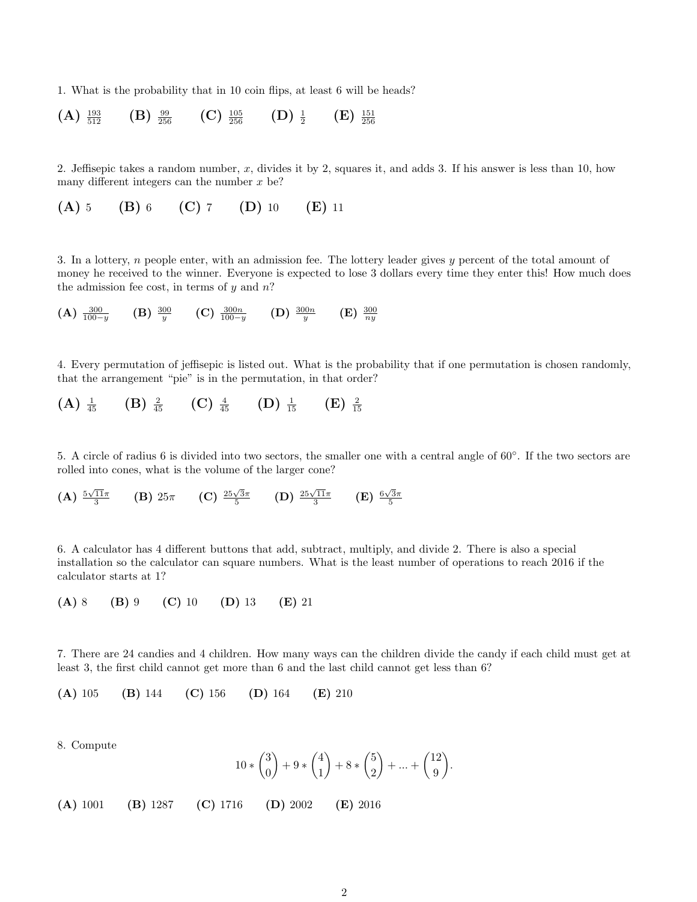1. What is the probability that in 10 coin flips, at least 6 will be heads?

**(A)** $\frac{193}{512}$ **(B)** $\frac{99}{256}$ **(C)** $\frac{105}{256}$ **(D)** $\frac{1}{2}$ **(E)** $\frac{151}{256}$

2. Jeffisepic takes a random number, $x$, divides it by 2, squares it, and adds 3. If his answer is less than 10, how many different integers can the number $x$ be?

**(A)** 5 **(B)** 6 **(C)** 7 **(D)** 10 **(E)** 11

3. In a lottery, $n$ people enter, with an admission fee. The lottery leader gives $y$ percent of the total amount of money he received to the winner. Everyone is expected to lose 3 dollars every time they enter this! How much does the admission fee cost, in terms of $y$ and $n$?

**(A)** $\frac{300}{100-y}$ **(B)** $\frac{300}{y}$ **(C)** $\frac{300n}{100-y}$ **(D)** $\frac{300n}{y}$ **(E)** $\frac{300}{ny}$

4. Every permutation of jeffisepic is listed out. What is the probability that if one permutation is chosen randomly, that the arrangement "pie" is in the permutation, in that order?

**(A)** $\frac{1}{45}$ **(B)** $\frac{2}{45}$ **(C)** $\frac{4}{45}$ **(D)** $\frac{1}{15}$ **(E)** $\frac{2}{15}$

5. A circle of radius 6 is divided into two sectors, the smaller one with a central angle of $60°$. If the two sectors are rolled into cones, what is the volume of the larger cone?

**(A)** $\frac{5\sqrt{11}\pi}{3}$ **(B)** $25\pi$ **(C)** $\frac{25\sqrt{3}\pi}{5}$ **(D)** $\frac{25\sqrt{11}\pi}{3}$ **(E)** $\frac{6\sqrt{3}\pi}{5}$

6. A calculator has 4 different buttons that add, subtract, multiply, and divide 2. There is also a special installation so the calculator can square numbers. What is the least number of operations to reach 2016 if the calculator starts at 1?

**(A)** 8 **(B)** 9 **(C)** 10 **(D)** 13 **(E)** 21

7. There are 24 candies and 4 children. How many ways can the children divide the candy if each child must get at least 3, the first child cannot get more than 6 and the last child cannot get less than 6?

**(A)** 105 **(B)** 144 **(C)** 156 **(D)** 164 **(E)** 210

8. Compute

$$10 * \binom{3}{0} + 9 * \binom{4}{1} + 8 * \binom{5}{2} + ... + \binom{12}{9}.$$

**(A)** 1001 **(B)** 1287 **(C)** 1716 **(D)** 2002 **(E)** 2016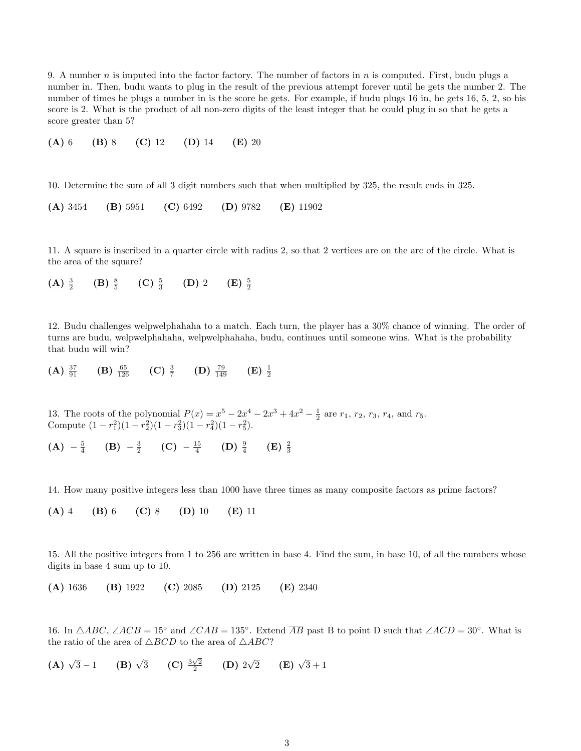9. A number $n$ is imputed into the factor factory. The number of factors in $n$ is computed. First, budu plugs a number in. Then, budu wants to plug in the result of the previous attempt forever until he gets the number 2. The number of times he plugs a number in is the score he gets. For example, if budu plugs 16 in, he gets 16, 5, 2, so his score is 2. What is the product of all non-zero digits of the least integer that he could plug in so that he gets a score greater than 5?

**(A)** 6 **(B)** 8 **(C)** 12 **(D)** 14 **(E)** 20

10. Determine the sum of all 3 digit numbers such that when multiplied by 325, the result ends in 325.

**(A)** 3454 **(B)** 5951 **(C)** 6492 **(D)** 9782 **(E)** 11902

11. A square is inscribed in a quarter circle with radius 2, so that 2 vertices are on the arc of the circle. What is the area of the square?

**(A)** $\frac{3}{2}$ **(B)** $\frac{8}{5}$ **(C)** $\frac{5}{3}$ **(D)** 2 **(E)** $\frac{5}{2}$

12. Budu challenges welpwelphahaha to a match. Each turn, the player has a 30% chance of winning. The order of turns are budu, welpwelphahaha, welpwelphahaha, budu, continues until someone wins. What is the probability that budu will win?

**(A)** $\frac{37}{91}$ **(B)** $\frac{65}{126}$ **(C)** $\frac{3}{7}$ **(D)** $\frac{79}{149}$ **(E)** $\frac{1}{2}$

13. The roots of the polynomial $P(x) = x^5 - 2x^4 - 2x^3 + 4x^2 - \frac{1}{2}$ are $r_1$, $r_2$, $r_3$, $r_4$, and $r_5$. Compute $(1 - r_1^2)(1 - r_2^2)(1 - r_3^2)(1 - r_4^2)(1 - r_5^2)$.

**(A)** $-\frac{5}{4}$ **(B)** $-\frac{3}{2}$ **(C)** $-\frac{15}{4}$ **(D)** $\frac{9}{4}$ **(E)** $\frac{2}{3}$

14. How many positive integers less than 1000 have three times as many composite factors as prime factors?

**(A)** 4 **(B)** 6 **(C)** 8 **(D)** 10 **(E)** 11

15. All the positive integers from 1 to 256 are written in base 4. Find the sum, in base 10, of all the numbers whose digits in base 4 sum up to 10.

**(A)** 1636 **(B)** 1922 **(C)** 2085 **(D)** 2125 **(E)** 2340

16. In $\triangle ABC$, $\angle ACB = 15°$ and $\angle CAB = 135°$. Extend $\overline{AB}$ past B to point D such that $\angle ACD = 30°$. What is the ratio of the area of $\triangle BCD$ to the area of $\triangle ABC$?

**(A)** $\sqrt{3} - 1$ **(B)** $\sqrt{3}$ **(C)** $\frac{3\sqrt{2}}{2}$ **(D)** $2\sqrt{2}$ **(E)** $\sqrt{3} + 1$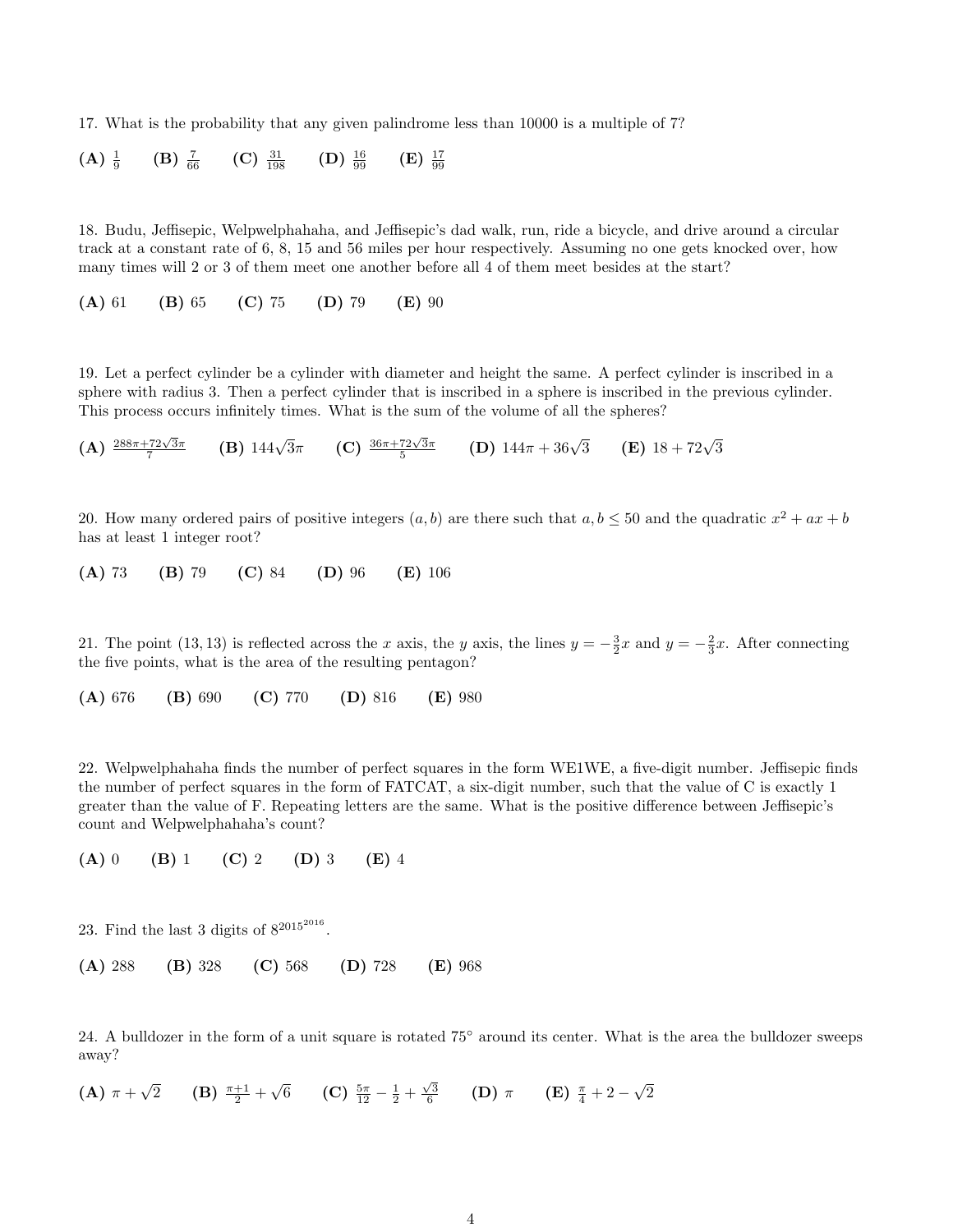17. What is the probability that any given palindrome less than 10000 is a multiple of 7?

**(A)** $\frac{1}{9}$ **(B)** $\frac{7}{66}$ **(C)** $\frac{31}{198}$ **(D)** $\frac{16}{99}$ **(E)** $\frac{17}{99}$

18. Budu, Jeffisepic, Welpwelphahaha, and Jeffisepic's dad walk, run, ride a bicycle, and drive around a circular track at a constant rate of 6, 8, 15 and 56 miles per hour respectively. Assuming no one gets knocked over, how many times will 2 or 3 of them meet one another before all 4 of them meet besides at the start?

**(A)** 61 **(B)** 65 **(C)** 75 **(D)** 79 **(E)** 90

19. Let a perfect cylinder be a cylinder with diameter and height the same. A perfect cylinder is inscribed in a sphere with radius 3. Then a perfect cylinder that is inscribed in a sphere is inscribed in the previous cylinder. This process occurs infinitely times. What is the sum of the volume of all the spheres?

**(A)** $\frac{288\pi+72\sqrt{3}\pi}{7}$ **(B)** $144\sqrt{3}\pi$ **(C)** $\frac{36\pi+72\sqrt{3}\pi}{5}$ **(D)** $144\pi + 36\sqrt{3}$ **(E)** $18 + 72\sqrt{3}$

20. How many ordered pairs of positive integers $(a, b)$ are there such that $a, b \leq 50$ and the quadratic $x^2 + ax + b$ has at least 1 integer root?

**(A)** 73 **(B)** 79 **(C)** 84 **(D)** 96 **(E)** 106

21. The point $(13, 13)$ is reflected across the $x$ axis, the $y$ axis, the lines $y = -\frac{3}{2}x$ and $y = -\frac{2}{3}x$. After connecting the five points, what is the area of the resulting pentagon?

**(A)** 676 **(B)** 690 **(C)** 770 **(D)** 816 **(E)** 980

22. Welpwelphahaha finds the number of perfect squares in the form WE1WE, a five-digit number. Jeffisepic finds the number of perfect squares in the form of FATCAT, a six-digit number, such that the value of C is exactly 1 greater than the value of F. Repeating letters are the same. What is the positive difference between Jeffisepic's count and Welpwelphahaha's count?

**(A)** 0 **(B)** 1 **(C)** 2 **(D)** 3 **(E)** 4

23. Find the last 3 digits of $8^{2015^{2016}}$.

**(A)** 288 **(B)** 328 **(C)** 568 **(D)** 728 **(E)** 968

24. A bulldozer in the form of a unit square is rotated $75^\circ$ around its center. What is the area the bulldozer sweeps away?

**(A)** $\pi + \sqrt{2}$ **(B)** $\frac{\pi+1}{2} + \sqrt{6}$ **(C)** $\frac{5\pi}{12} - \frac{1}{2} + \frac{\sqrt{3}}{6}$ **(D)** $\pi$ **(E)** $\frac{\pi}{4} + 2 - \sqrt{2}$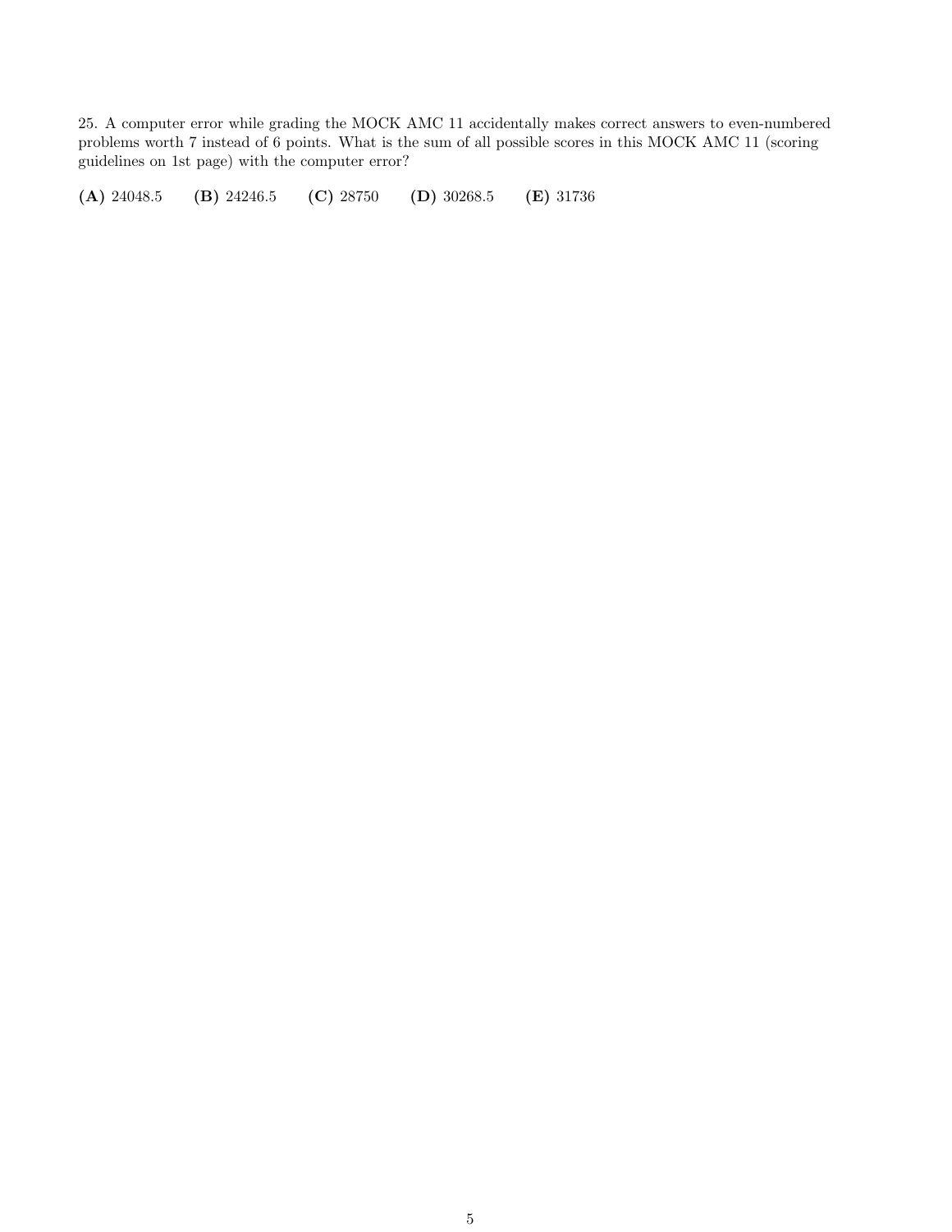25. A computer error while grading the MOCK AMC 11 accidentally makes correct answers to even-numbered problems worth 7 instead of 6 points. What is the sum of all possible scores in this MOCK AMC 11 (scoring guidelines on 1st page) with the computer error?

**(A)** 24048.5 **(B)** 24246.5 **(C)** 28750 **(D)** 30268.5 **(E)** 31736